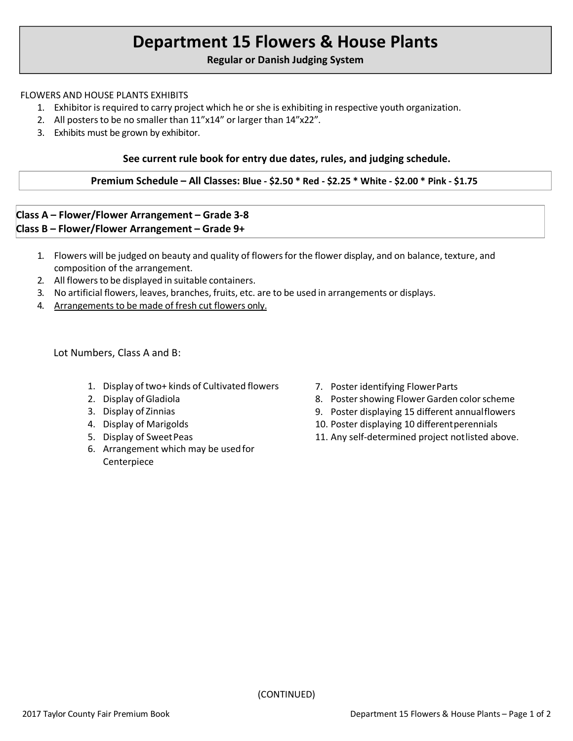# Department 15 Flowers & House Plants

**Regular or Danish Judging System**

FLOWERS AND HOUSE PLANTS EXHIBITS

1. Exhibitor is required to carry project which he or she is exhibiting in respective youth organization.
2. All posters to be no smaller than 11"x14" or larger than 14"x22".
3. Exhibits must be grown by exhibitor.

**See current rule book for entry due dates, rules, and judging schedule.**

**Premium Schedule – All Classes: Blue - $2.50 * Red - $2.25 * White - $2.00 * Pink - $1.75**

**Class A – Flower/Flower Arrangement – Grade 3-8**
**Class B – Flower/Flower Arrangement – Grade 9+**

1. Flowers will be judged on beauty and quality of flowers for the flower display, and on balance, texture, and composition of the arrangement.
2. All flowers to be displayed in suitable containers.
3. No artificial flowers, leaves, branches, fruits, etc. are to be used in arrangements or displays.
4. <u>Arrangements to be made of fresh cut flowers only.</u>

Lot Numbers, Class A and B:

1. Display of two+ kinds of Cultivated flowers
2. Display of Gladiola
3. Display of Zinnias
4. Display of Marigolds
5. Display of Sweet Peas
6. Arrangement which may be used for Centerpiece
7. Poster identifying Flower Parts
8. Poster showing Flower Garden color scheme
9. Poster displaying 15 different annual flowers
10. Poster displaying 10 different perennials
11. Any self-determined project not listed above.

(CONTINUED)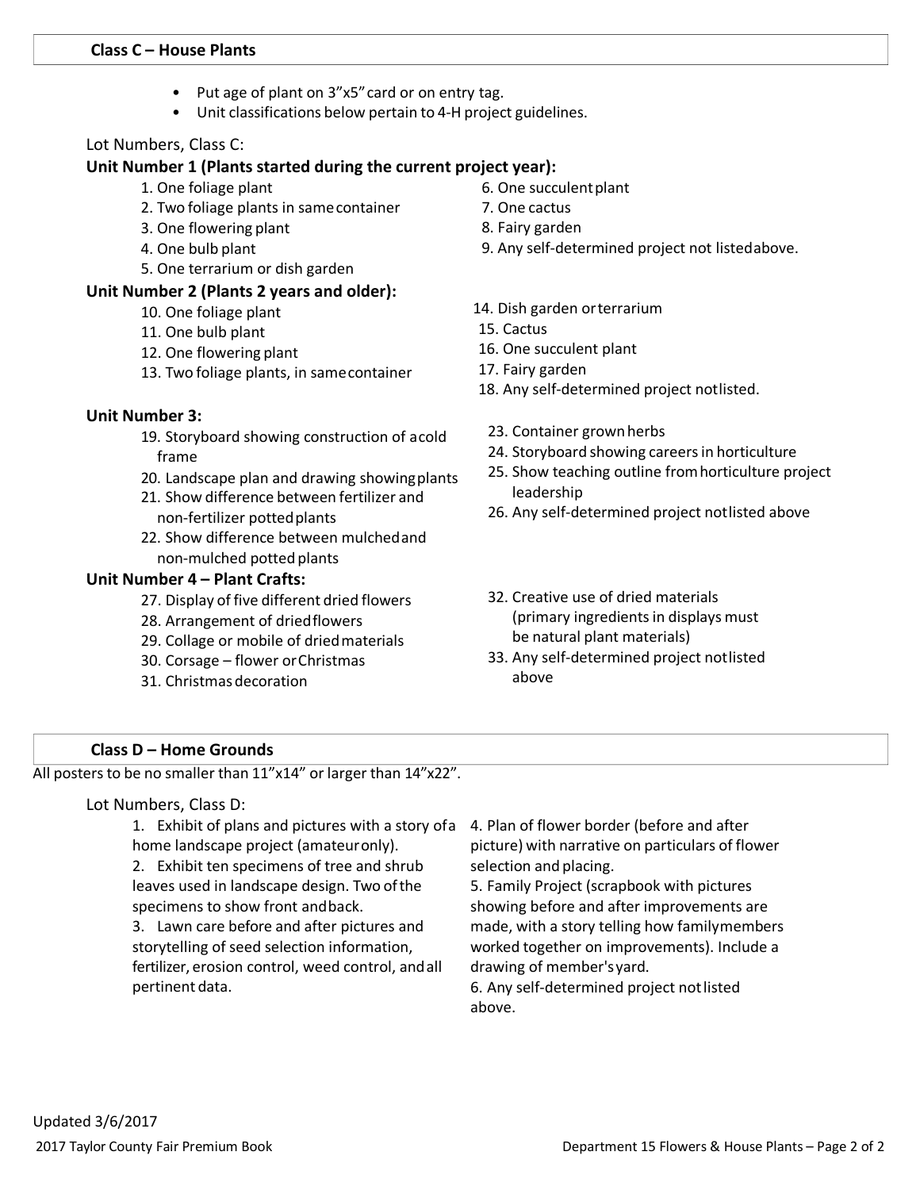## Class C – House Plants

- Put age of plant on 3"x5" card or on entry tag.
- Unit classifications below pertain to 4-H project guidelines.

Lot Numbers, Class C:

### Unit Number 1 (Plants started during the current project year):

1. One foliage plant
2. Two foliage plants in same container
3. One flowering plant
4. One bulb plant
5. One terrarium or dish garden
6. One succulent plant
7. One cactus
8. Fairy garden
9. Any self-determined project not listed above.

### Unit Number 2 (Plants 2 years and older):

10. One foliage plant
11. One bulb plant
12. One flowering plant
13. Two foliage plants, in same container
14. Dish garden or terrarium
15. Cactus
16. One succulent plant
17. Fairy garden
18. Any self-determined project not listed.

### Unit Number 3:

19. Storyboard showing construction of a cold frame
20. Landscape plan and drawing showing plants
21. Show difference between fertilizer and non-fertilizer potted plants
22. Show difference between mulched and non-mulched potted plants
23. Container grown herbs
24. Storyboard showing careers in horticulture
25. Show teaching outline from horticulture project leadership
26. Any self-determined project not listed above

### Unit Number 4 – Plant Crafts:

27. Display of five different dried flowers
28. Arrangement of dried flowers
29. Collage or mobile of dried materials
30. Corsage – flower or Christmas
31. Christmas decoration
32. Creative use of dried materials (primary ingredients in displays must be natural plant materials)
33. Any self-determined project not listed above

## Class D – Home Grounds

All posters to be no smaller than 11"x14" or larger than 14"x22".

Lot Numbers, Class D:

1. Exhibit of plans and pictures with a story of a home landscape project (amateur only).
2. Exhibit ten specimens of tree and shrub leaves used in landscape design. Two of the specimens to show front and back.
3. Lawn care before and after pictures and storytelling of seed selection information, fertilizer, erosion control, weed control, and all pertinent data.
4. Plan of flower border (before and after picture) with narrative on particulars of flower selection and placing.
5. Family Project (scrapbook with pictures showing before and after improvements are made, with a story telling how family members worked together on improvements). Include a drawing of member's yard.
6. Any self-determined project not listed above.

Updated 3/6/2017